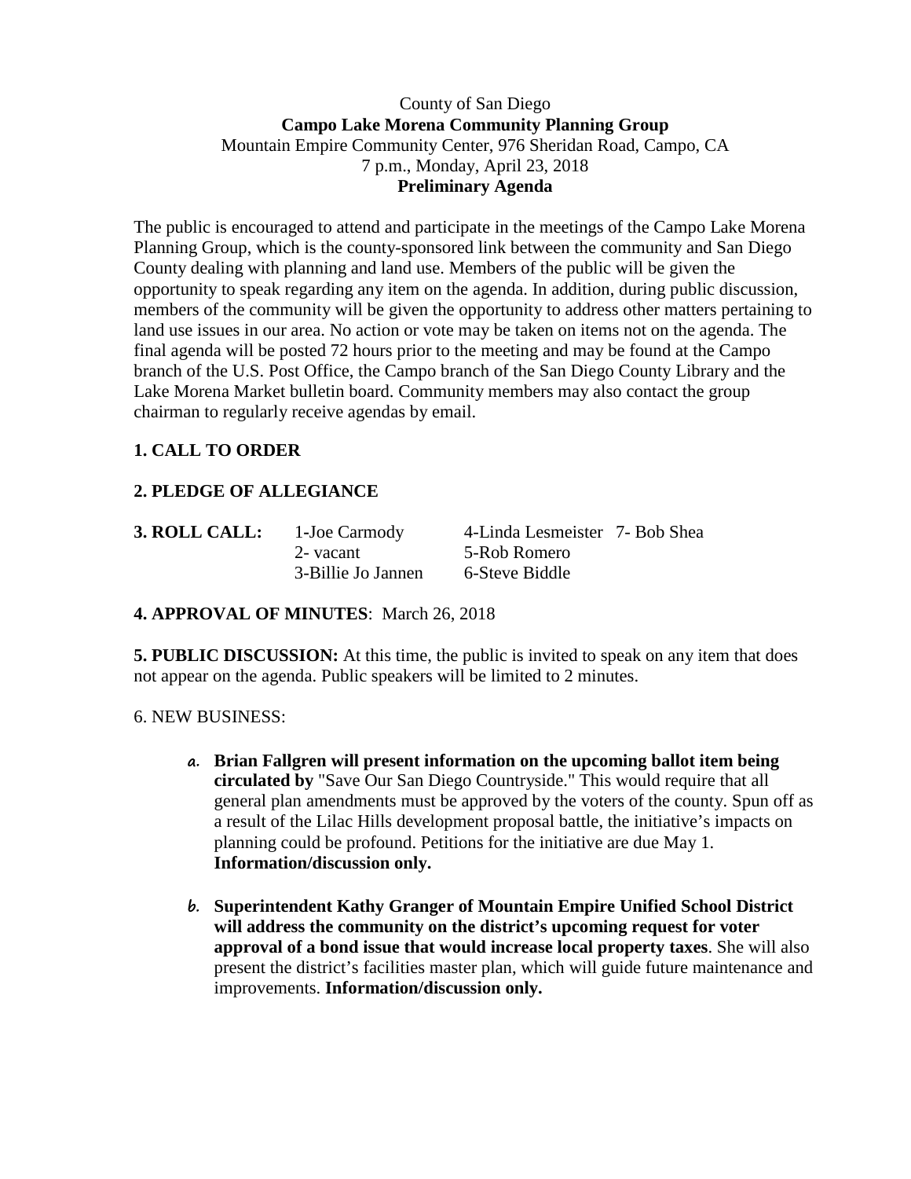County of San Diego

**Campo Lake Morena Community Planning Group**

Mountain Empire Community Center, 976 Sheridan Road, Campo, CA

7 p.m., Monday, April 23, 2018

**Preliminary Agenda**

The public is encouraged to attend and participate in the meetings of the Campo Lake Morena Planning Group, which is the county-sponsored link between the community and San Diego County dealing with planning and land use. Members of the public will be given the opportunity to speak regarding any item on the agenda. In addition, during public discussion, members of the community will be given the opportunity to address other matters pertaining to land use issues in our area. No action or vote may be taken on items not on the agenda. The final agenda will be posted 72 hours prior to the meeting and may be found at the Campo branch of the U.S. Post Office, the Campo branch of the San Diego County Library and the Lake Morena Market bulletin board. Community members may also contact the group chairman to regularly receive agendas by email.

**1. CALL TO ORDER**

**2. PLEDGE OF ALLEGIANCE**

**3. ROLL CALL:**

| | | |
|---|---|---|
| 1-Joe Carmody | 4-Linda Lesmeister | 7- Bob Shea |
| 2- vacant | 5-Rob Romero | |
| 3-Billie Jo Jannen | 6-Steve Biddle | |

**4. APPROVAL OF MINUTES**: March 26, 2018

**5. PUBLIC DISCUSSION:** At this time, the public is invited to speak on any item that does not appear on the agenda. Public speakers will be limited to 2 minutes.

6. NEW BUSINESS:

a. **Brian Fallgren will present information on the upcoming ballot item being circulated by** "Save Our San Diego Countryside." This would require that all general plan amendments must be approved by the voters of the county. Spun off as a result of the Lilac Hills development proposal battle, the initiative's impacts on planning could be profound. Petitions for the initiative are due May 1. **Information/discussion only.**

b. **Superintendent Kathy Granger of Mountain Empire Unified School District will address the community on the district's upcoming request for voter approval of a bond issue that would increase local property taxes**. She will also present the district's facilities master plan, which will guide future maintenance and improvements. **Information/discussion only.**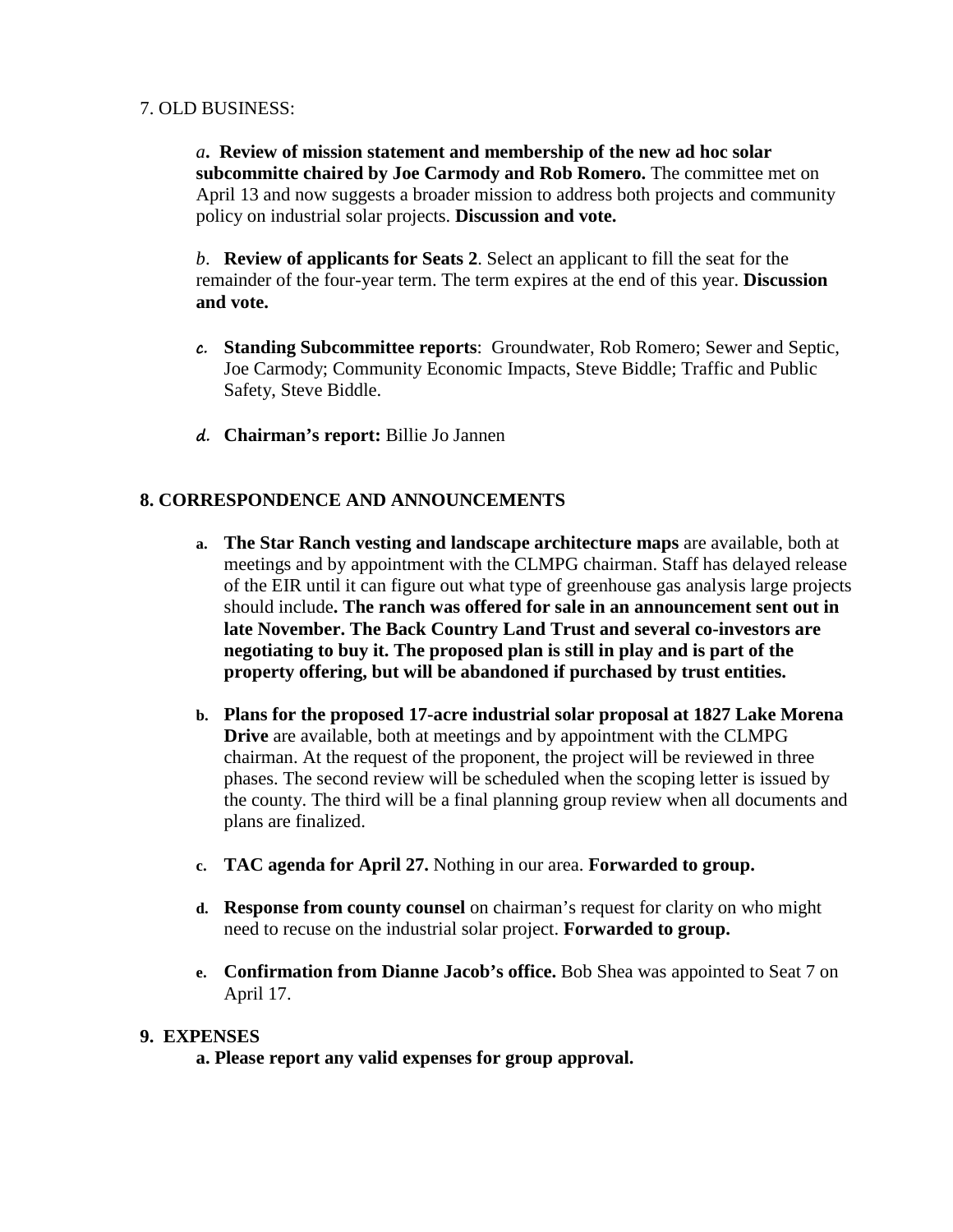7. OLD BUSINESS:

*a*. **Review of mission statement and membership of the new ad hoc solar subcommitte chaired by Joe Carmody and Rob Romero.** The committee met on April 13 and now suggests a broader mission to address both projects and community policy on industrial solar projects. **Discussion and vote.**

*b*. **Review of applicants for Seats 2**. Select an applicant to fill the seat for the remainder of the four-year term. The term expires at the end of this year. **Discussion and vote.**

*c.* **Standing Subcommittee reports**: Groundwater, Rob Romero; Sewer and Septic, Joe Carmody; Community Economic Impacts, Steve Biddle; Traffic and Public Safety, Steve Biddle.

*d.* **Chairman's report:** Billie Jo Jannen

## 8. CORRESPONDENCE AND ANNOUNCEMENTS

a. **The Star Ranch vesting and landscape architecture maps** are available, both at meetings and by appointment with the CLMPG chairman. Staff has delayed release of the EIR until it can figure out what type of greenhouse gas analysis large projects should include**. The ranch was offered for sale in an announcement sent out in late November. The Back Country Land Trust and several co-investors are negotiating to buy it. The proposed plan is still in play and is part of the property offering, but will be abandoned if purchased by trust entities.**

b. **Plans for the proposed 17-acre industrial solar proposal at 1827 Lake Morena Drive** are available, both at meetings and by appointment with the CLMPG chairman. At the request of the proponent, the project will be reviewed in three phases. The second review will be scheduled when the scoping letter is issued by the county. The third will be a final planning group review when all documents and plans are finalized.

c. **TAC agenda for April 27.** Nothing in our area. **Forwarded to group.**

d. **Response from county counsel** on chairman's request for clarity on who might need to recuse on the industrial solar project. **Forwarded to group.**

e. **Confirmation from Dianne Jacob's office.** Bob Shea was appointed to Seat 7 on April 17.

## 9. EXPENSES

**a. Please report any valid expenses for group approval.**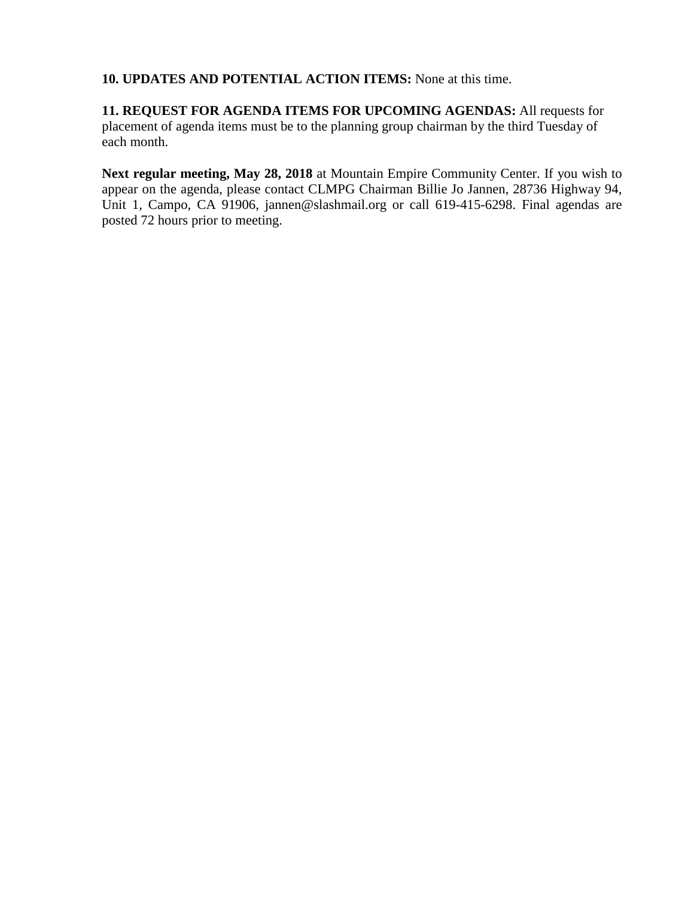**10. UPDATES AND POTENTIAL ACTION ITEMS:** None at this time.

**11. REQUEST FOR AGENDA ITEMS FOR UPCOMING AGENDAS:** All requests for placement of agenda items must be to the planning group chairman by the third Tuesday of each month.

**Next regular meeting, May 28, 2018** at Mountain Empire Community Center. If you wish to appear on the agenda, please contact CLMPG Chairman Billie Jo Jannen, 28736 Highway 94, Unit 1, Campo, CA 91906, jannen@slashmail.org or call 619-415-6298. Final agendas are posted 72 hours prior to meeting.